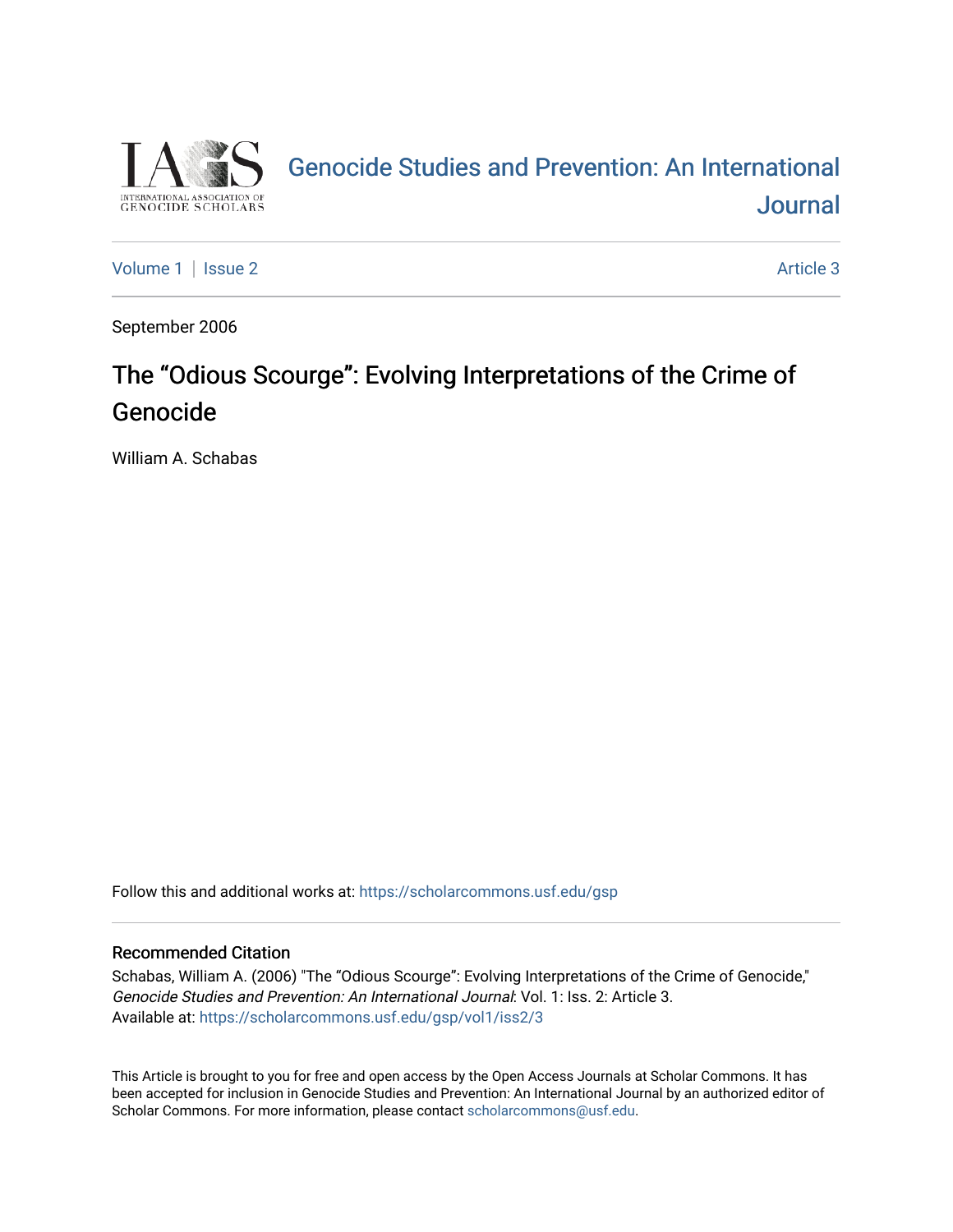# Genocide Studies and Prevention: An International Journal

Volume 1 | Issue 2 Article 3

September 2006

# The "Odious Scourge": Evolving Interpretations of the Crime of Genocide

William A. Schabas

Follow this and additional works at: https://scholarcommons.usf.edu/gsp

## Recommended Citation

Schabas, William A. (2006) "The "Odious Scourge": Evolving Interpretations of the Crime of Genocide," *Genocide Studies and Prevention: An International Journal*: Vol. 1: Iss. 2: Article 3.
Available at: https://scholarcommons.usf.edu/gsp/vol1/iss2/3

This Article is brought to you for free and open access by the Open Access Journals at Scholar Commons. It has been accepted for inclusion in Genocide Studies and Prevention: An International Journal by an authorized editor of Scholar Commons. For more information, please contact scholarcommons@usf.edu.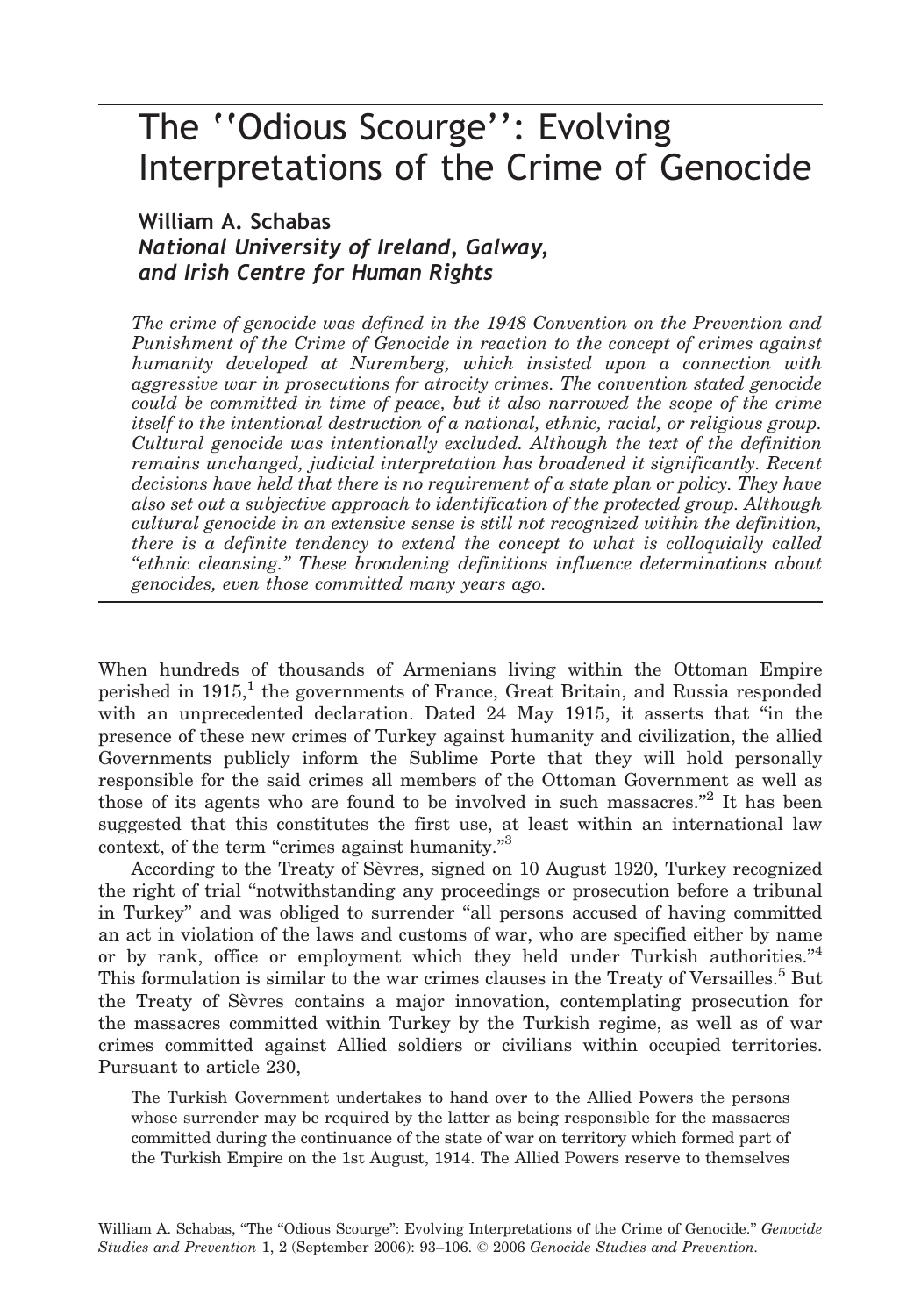# The "Odious Scourge": Evolving Interpretations of the Crime of Genocide

**William A. Schabas**
***National University of Ireland, Galway, and Irish Centre for Human Rights***

*The crime of genocide was defined in the 1948 Convention on the Prevention and Punishment of the Crime of Genocide in reaction to the concept of crimes against humanity developed at Nuremberg, which insisted upon a connection with aggressive war in prosecutions for atrocity crimes. The convention stated genocide could be committed in time of peace, but it also narrowed the scope of the crime itself to the intentional destruction of a national, ethnic, racial, or religious group. Cultural genocide was intentionally excluded. Although the text of the definition remains unchanged, judicial interpretation has broadened it significantly. Recent decisions have held that there is no requirement of a state plan or policy. They have also set out a subjective approach to identification of the protected group. Although cultural genocide in an extensive sense is still not recognized within the definition, there is a definite tendency to extend the concept to what is colloquially called "ethnic cleansing." These broadening definitions influence determinations about genocides, even those committed many years ago.*

When hundreds of thousands of Armenians living within the Ottoman Empire perished in 1915,[1] the governments of France, Great Britain, and Russia responded with an unprecedented declaration. Dated 24 May 1915, it asserts that "in the presence of these new crimes of Turkey against humanity and civilization, the allied Governments publicly inform the Sublime Porte that they will hold personally responsible for the said crimes all members of the Ottoman Government as well as those of its agents who are found to be involved in such massacres."[2] It has been suggested that this constitutes the first use, at least within an international law context, of the term "crimes against humanity."[3]

According to the Treaty of Sèvres, signed on 10 August 1920, Turkey recognized the right of trial "notwithstanding any proceedings or prosecution before a tribunal in Turkey" and was obliged to surrender "all persons accused of having committed an act in violation of the laws and customs of war, who are specified either by name or by rank, office or employment which they held under Turkish authorities."[4] This formulation is similar to the war crimes clauses in the Treaty of Versailles.[5] But the Treaty of Sèvres contains a major innovation, contemplating prosecution for the massacres committed within Turkey by the Turkish regime, as well as of war crimes committed against Allied soldiers or civilians within occupied territories. Pursuant to article 230,

> The Turkish Government undertakes to hand over to the Allied Powers the persons whose surrender may be required by the latter as being responsible for the massacres committed during the continuance of the state of war on territory which formed part of the Turkish Empire on the 1st August, 1914. The Allied Powers reserve to themselves

William A. Schabas, "The "Odious Scourge": Evolving Interpretations of the Crime of Genocide." *Genocide Studies and Prevention* 1, 2 (September 2006): 93–106. © 2006 *Genocide Studies and Prevention.*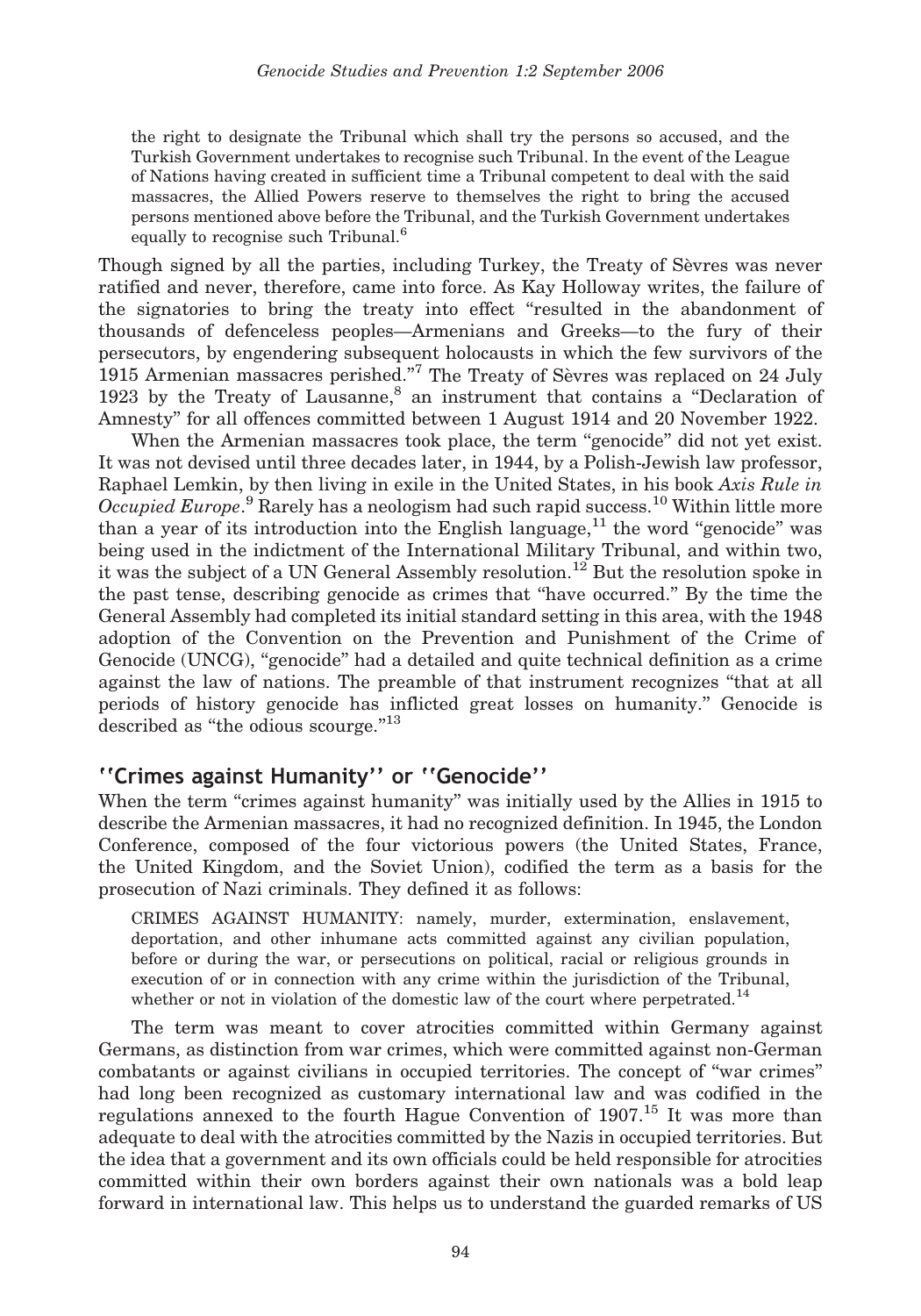> the right to designate the Tribunal which shall try the persons so accused, and the Turkish Government undertakes to recognise such Tribunal. In the event of the League of Nations having created in sufficient time a Tribunal competent to deal with the said massacres, the Allied Powers reserve to themselves the right to bring the accused persons mentioned above before the Tribunal, and the Turkish Government undertakes equally to recognise such Tribunal.[6]

Though signed by all the parties, including Turkey, the Treaty of Sèvres was never ratified and never, therefore, came into force. As Kay Holloway writes, the failure of the signatories to bring the treaty into effect "resulted in the abandonment of thousands of defenceless peoples—Armenians and Greeks—to the fury of their persecutors, by engendering subsequent holocausts in which the few survivors of the 1915 Armenian massacres perished."[7] The Treaty of Sèvres was replaced on 24 July 1923 by the Treaty of Lausanne,[8] an instrument that contains a "Declaration of Amnesty" for all offences committed between 1 August 1914 and 20 November 1922.

When the Armenian massacres took place, the term "genocide" did not yet exist. It was not devised until three decades later, in 1944, by a Polish-Jewish law professor, Raphael Lemkin, by then living in exile in the United States, in his book *Axis Rule in Occupied Europe*.[9] Rarely has a neologism had such rapid success.[10] Within little more than a year of its introduction into the English language,[11] the word "genocide" was being used in the indictment of the International Military Tribunal, and within two, it was the subject of a UN General Assembly resolution.[12] But the resolution spoke in the past tense, describing genocide as crimes that "have occurred." By the time the General Assembly had completed its initial standard setting in this area, with the 1948 adoption of the Convention on the Prevention and Punishment of the Crime of Genocide (UNCG), "genocide" had a detailed and quite technical definition as a crime against the law of nations. The preamble of that instrument recognizes "that at all periods of history genocide has inflicted great losses on humanity." Genocide is described as "the odious scourge."[13]

## "Crimes against Humanity" or "Genocide"

When the term "crimes against humanity" was initially used by the Allies in 1915 to describe the Armenian massacres, it had no recognized definition. In 1945, the London Conference, composed of the four victorious powers (the United States, France, the United Kingdom, and the Soviet Union), codified the term as a basis for the prosecution of Nazi criminals. They defined it as follows:

> CRIMES AGAINST HUMANITY: namely, murder, extermination, enslavement, deportation, and other inhumane acts committed against any civilian population, before or during the war, or persecutions on political, racial or religious grounds in execution of or in connection with any crime within the jurisdiction of the Tribunal, whether or not in violation of the domestic law of the court where perpetrated.[14]

The term was meant to cover atrocities committed within Germany against Germans, as distinction from war crimes, which were committed against non-German combatants or against civilians in occupied territories. The concept of "war crimes" had long been recognized as customary international law and was codified in the regulations annexed to the fourth Hague Convention of 1907.[15] It was more than adequate to deal with the atrocities committed by the Nazis in occupied territories. But the idea that a government and its own officials could be held responsible for atrocities committed within their own borders against their own nationals was a bold leap forward in international law. This helps us to understand the guarded remarks of US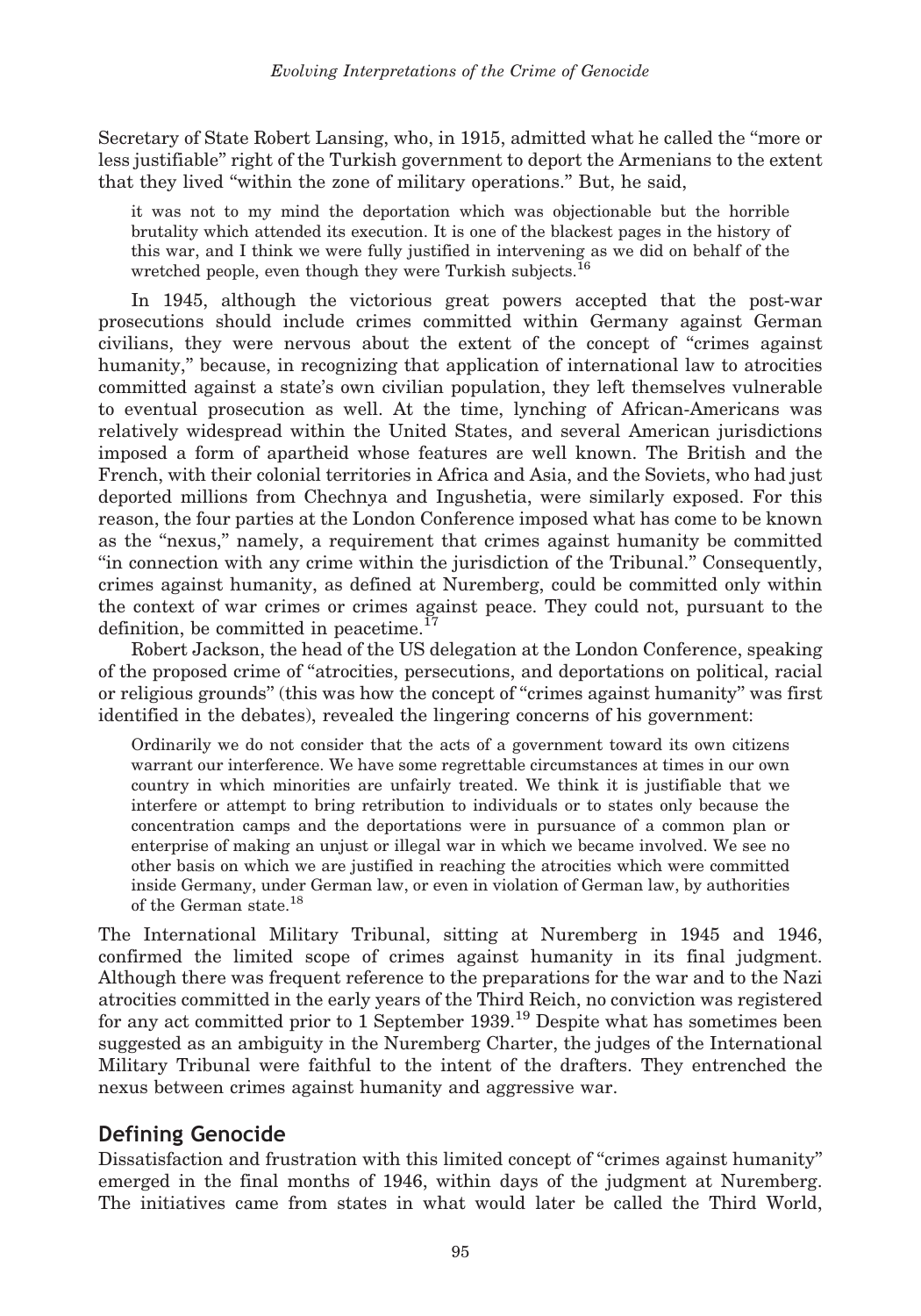Secretary of State Robert Lansing, who, in 1915, admitted what he called the "more or less justifiable" right of the Turkish government to deport the Armenians to the extent that they lived "within the zone of military operations." But, he said,

> it was not to my mind the deportation which was objectionable but the horrible brutality which attended its execution. It is one of the blackest pages in the history of this war, and I think we were fully justified in intervening as we did on behalf of the wretched people, even though they were Turkish subjects.[16]

In 1945, although the victorious great powers accepted that the post-war prosecutions should include crimes committed within Germany against German civilians, they were nervous about the extent of the concept of "crimes against humanity," because, in recognizing that application of international law to atrocities committed against a state's own civilian population, they left themselves vulnerable to eventual prosecution as well. At the time, lynching of African-Americans was relatively widespread within the United States, and several American jurisdictions imposed a form of apartheid whose features are well known. The British and the French, with their colonial territories in Africa and Asia, and the Soviets, who had just deported millions from Chechnya and Ingushetia, were similarly exposed. For this reason, the four parties at the London Conference imposed what has come to be known as the "nexus," namely, a requirement that crimes against humanity be committed "in connection with any crime within the jurisdiction of the Tribunal." Consequently, crimes against humanity, as defined at Nuremberg, could be committed only within the context of war crimes or crimes against peace. They could not, pursuant to the definition, be committed in peacetime.[17]

Robert Jackson, the head of the US delegation at the London Conference, speaking of the proposed crime of "atrocities, persecutions, and deportations on political, racial or religious grounds" (this was how the concept of "crimes against humanity" was first identified in the debates), revealed the lingering concerns of his government:

> Ordinarily we do not consider that the acts of a government toward its own citizens warrant our interference. We have some regrettable circumstances at times in our own country in which minorities are unfairly treated. We think it is justifiable that we interfere or attempt to bring retribution to individuals or to states only because the concentration camps and the deportations were in pursuance of a common plan or enterprise of making an unjust or illegal war in which we became involved. We see no other basis on which we are justified in reaching the atrocities which were committed inside Germany, under German law, or even in violation of German law, by authorities of the German state.[18]

The International Military Tribunal, sitting at Nuremberg in 1945 and 1946, confirmed the limited scope of crimes against humanity in its final judgment. Although there was frequent reference to the preparations for the war and to the Nazi atrocities committed in the early years of the Third Reich, no conviction was registered for any act committed prior to 1 September 1939.[19] Despite what has sometimes been suggested as an ambiguity in the Nuremberg Charter, the judges of the International Military Tribunal were faithful to the intent of the drafters. They entrenched the nexus between crimes against humanity and aggressive war.

## Defining Genocide

Dissatisfaction and frustration with this limited concept of "crimes against humanity" emerged in the final months of 1946, within days of the judgment at Nuremberg. The initiatives came from states in what would later be called the Third World,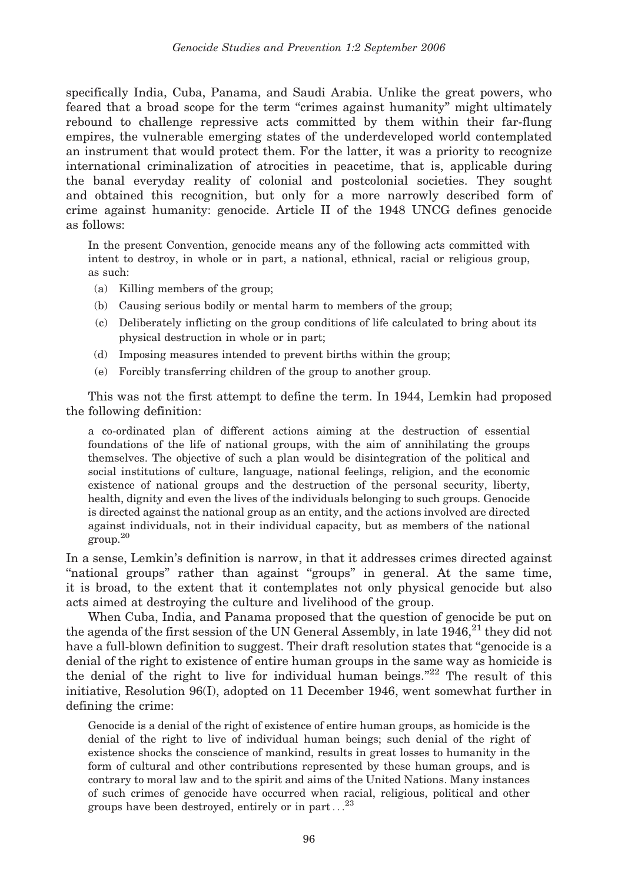specifically India, Cuba, Panama, and Saudi Arabia. Unlike the great powers, who feared that a broad scope for the term "crimes against humanity" might ultimately rebound to challenge repressive acts committed by them within their far-flung empires, the vulnerable emerging states of the underdeveloped world contemplated an instrument that would protect them. For the latter, it was a priority to recognize international criminalization of atrocities in peacetime, that is, applicable during the banal everyday reality of colonial and postcolonial societies. They sought and obtained this recognition, but only for a more narrowly described form of crime against humanity: genocide. Article II of the 1948 UNCG defines genocide as follows:

> In the present Convention, genocide means any of the following acts committed with intent to destroy, in whole or in part, a national, ethnical, racial or religious group, as such:
>
> (a) Killing members of the group;
> (b) Causing serious bodily or mental harm to members of the group;
> (c) Deliberately inflicting on the group conditions of life calculated to bring about its physical destruction in whole or in part;
> (d) Imposing measures intended to prevent births within the group;
> (e) Forcibly transferring children of the group to another group.

This was not the first attempt to define the term. In 1944, Lemkin had proposed the following definition:

> a co-ordinated plan of different actions aiming at the destruction of essential foundations of the life of national groups, with the aim of annihilating the groups themselves. The objective of such a plan would be disintegration of the political and social institutions of culture, language, national feelings, religion, and the economic existence of national groups and the destruction of the personal security, liberty, health, dignity and even the lives of the individuals belonging to such groups. Genocide is directed against the national group as an entity, and the actions involved are directed against individuals, not in their individual capacity, but as members of the national group.[20]

In a sense, Lemkin's definition is narrow, in that it addresses crimes directed against "national groups" rather than against "groups" in general. At the same time, it is broad, to the extent that it contemplates not only physical genocide but also acts aimed at destroying the culture and livelihood of the group.

When Cuba, India, and Panama proposed that the question of genocide be put on the agenda of the first session of the UN General Assembly, in late 1946,[21] they did not have a full-blown definition to suggest. Their draft resolution states that "genocide is a denial of the right to existence of entire human groups in the same way as homicide is the denial of the right to live for individual human beings."[22] The result of this initiative, Resolution 96(I), adopted on 11 December 1946, went somewhat further in defining the crime:

> Genocide is a denial of the right of existence of entire human groups, as homicide is the denial of the right to live of individual human beings; such denial of the right of existence shocks the conscience of mankind, results in great losses to humanity in the form of cultural and other contributions represented by these human groups, and is contrary to moral law and to the spirit and aims of the United Nations. Many instances of such crimes of genocide have occurred when racial, religious, political and other groups have been destroyed, entirely or in part . . .[23]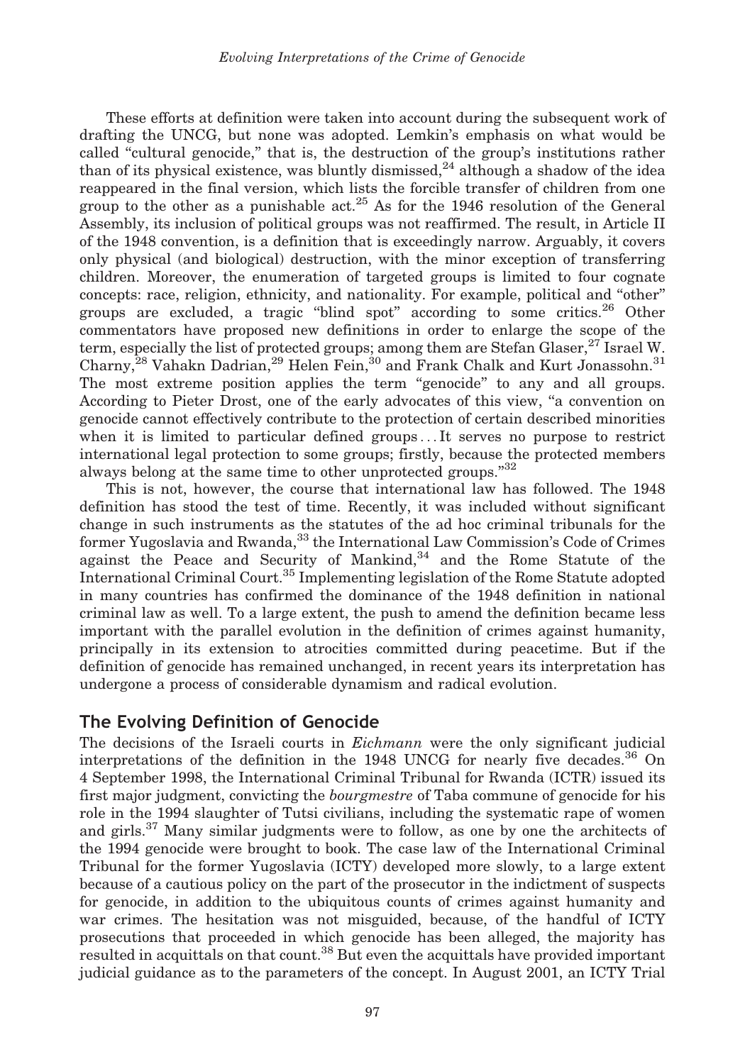These efforts at definition were taken into account during the subsequent work of drafting the UNCG, but none was adopted. Lemkin's emphasis on what would be called "cultural genocide," that is, the destruction of the group's institutions rather than of its physical existence, was bluntly dismissed,[24] although a shadow of the idea reappeared in the final version, which lists the forcible transfer of children from one group to the other as a punishable act.[25] As for the 1946 resolution of the General Assembly, its inclusion of political groups was not reaffirmed. The result, in Article II of the 1948 convention, is a definition that is exceedingly narrow. Arguably, it covers only physical (and biological) destruction, with the minor exception of transferring children. Moreover, the enumeration of targeted groups is limited to four cognate concepts: race, religion, ethnicity, and nationality. For example, political and "other" groups are excluded, a tragic "blind spot" according to some critics.[26] Other commentators have proposed new definitions in order to enlarge the scope of the term, especially the list of protected groups; among them are Stefan Glaser,[27] Israel W. Charny,[28] Vahakn Dadrian,[29] Helen Fein,[30] and Frank Chalk and Kurt Jonassohn.[31] The most extreme position applies the term "genocide" to any and all groups. According to Pieter Drost, one of the early advocates of this view, "a convention on genocide cannot effectively contribute to the protection of certain described minorities when it is limited to particular defined groups . . . It serves no purpose to restrict international legal protection to some groups; firstly, because the protected members always belong at the same time to other unprotected groups."[32]

This is not, however, the course that international law has followed. The 1948 definition has stood the test of time. Recently, it was included without significant change in such instruments as the statutes of the ad hoc criminal tribunals for the former Yugoslavia and Rwanda,[33] the International Law Commission's Code of Crimes against the Peace and Security of Mankind,[34] and the Rome Statute of the International Criminal Court.[35] Implementing legislation of the Rome Statute adopted in many countries has confirmed the dominance of the 1948 definition in national criminal law as well. To a large extent, the push to amend the definition became less important with the parallel evolution in the definition of crimes against humanity, principally in its extension to atrocities committed during peacetime. But if the definition of genocide has remained unchanged, in recent years its interpretation has undergone a process of considerable dynamism and radical evolution.

## The Evolving Definition of Genocide

The decisions of the Israeli courts in *Eichmann* were the only significant judicial interpretations of the definition in the 1948 UNCG for nearly five decades.[36] On 4 September 1998, the International Criminal Tribunal for Rwanda (ICTR) issued its first major judgment, convicting the *bourgmestre* of Taba commune of genocide for his role in the 1994 slaughter of Tutsi civilians, including the systematic rape of women and girls.[37] Many similar judgments were to follow, as one by one the architects of the 1994 genocide were brought to book. The case law of the International Criminal Tribunal for the former Yugoslavia (ICTY) developed more slowly, to a large extent because of a cautious policy on the part of the prosecutor in the indictment of suspects for genocide, in addition to the ubiquitous counts of crimes against humanity and war crimes. The hesitation was not misguided, because, of the handful of ICTY prosecutions that proceeded in which genocide has been alleged, the majority has resulted in acquittals on that count.[38] But even the acquittals have provided important judicial guidance as to the parameters of the concept. In August 2001, an ICTY Trial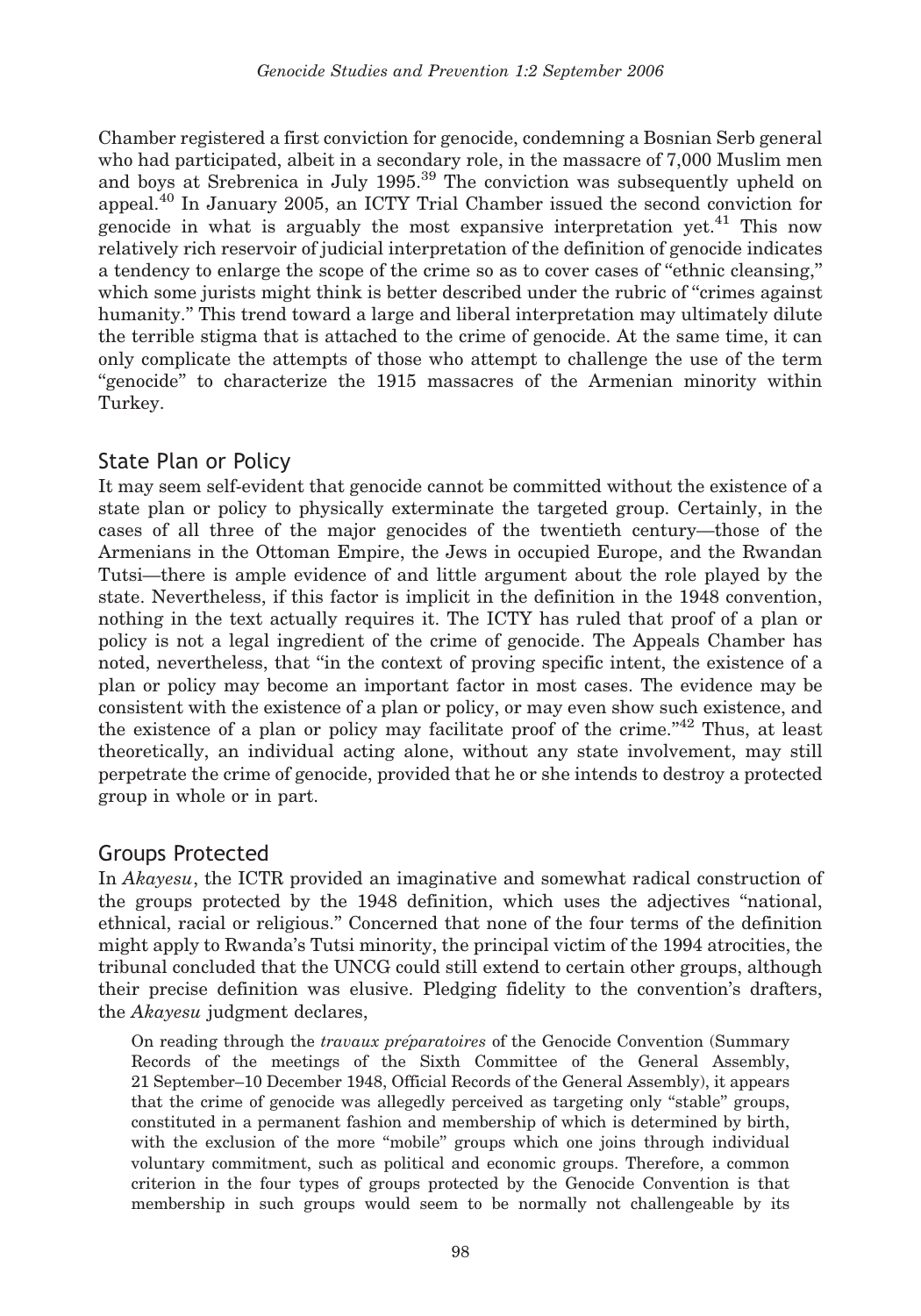Chamber registered a first conviction for genocide, condemning a Bosnian Serb general who had participated, albeit in a secondary role, in the massacre of 7,000 Muslim men and boys at Srebrenica in July 1995.[39] The conviction was subsequently upheld on appeal.[40] In January 2005, an ICTY Trial Chamber issued the second conviction for genocide in what is arguably the most expansive interpretation yet.[41] This now relatively rich reservoir of judicial interpretation of the definition of genocide indicates a tendency to enlarge the scope of the crime so as to cover cases of "ethnic cleansing," which some jurists might think is better described under the rubric of "crimes against humanity." This trend toward a large and liberal interpretation may ultimately dilute the terrible stigma that is attached to the crime of genocide. At the same time, it can only complicate the attempts of those who attempt to challenge the use of the term "genocide" to characterize the 1915 massacres of the Armenian minority within Turkey.

## State Plan or Policy

It may seem self-evident that genocide cannot be committed without the existence of a state plan or policy to physically exterminate the targeted group. Certainly, in the cases of all three of the major genocides of the twentieth century—those of the Armenians in the Ottoman Empire, the Jews in occupied Europe, and the Rwandan Tutsi—there is ample evidence of and little argument about the role played by the state. Nevertheless, if this factor is implicit in the definition in the 1948 convention, nothing in the text actually requires it. The ICTY has ruled that proof of a plan or policy is not a legal ingredient of the crime of genocide. The Appeals Chamber has noted, nevertheless, that "in the context of proving specific intent, the existence of a plan or policy may become an important factor in most cases. The evidence may be consistent with the existence of a plan or policy, or may even show such existence, and the existence of a plan or policy may facilitate proof of the crime."[42] Thus, at least theoretically, an individual acting alone, without any state involvement, may still perpetrate the crime of genocide, provided that he or she intends to destroy a protected group in whole or in part.

## Groups Protected

In *Akayesu*, the ICTR provided an imaginative and somewhat radical construction of the groups protected by the 1948 definition, which uses the adjectives "national, ethnical, racial or religious." Concerned that none of the four terms of the definition might apply to Rwanda's Tutsi minority, the principal victim of the 1994 atrocities, the tribunal concluded that the UNCG could still extend to certain other groups, although their precise definition was elusive. Pledging fidelity to the convention's drafters, the *Akayesu* judgment declares,

> On reading through the *travaux préparatoires* of the Genocide Convention (Summary Records of the meetings of the Sixth Committee of the General Assembly, 21 September–10 December 1948, Official Records of the General Assembly), it appears that the crime of genocide was allegedly perceived as targeting only "stable" groups, constituted in a permanent fashion and membership of which is determined by birth, with the exclusion of the more "mobile" groups which one joins through individual voluntary commitment, such as political and economic groups. Therefore, a common criterion in the four types of groups protected by the Genocide Convention is that membership in such groups would seem to be normally not challengeable by its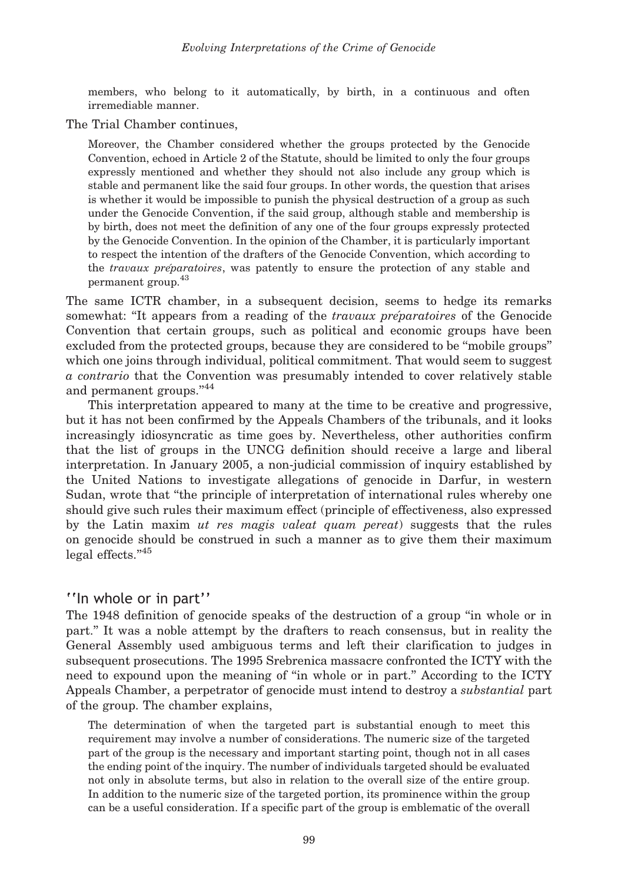> members, who belong to it automatically, by birth, in a continuous and often irremediable manner.

The Trial Chamber continues,

> Moreover, the Chamber considered whether the groups protected by the Genocide Convention, echoed in Article 2 of the Statute, should be limited to only the four groups expressly mentioned and whether they should not also include any group which is stable and permanent like the said four groups. In other words, the question that arises is whether it would be impossible to punish the physical destruction of a group as such under the Genocide Convention, if the said group, although stable and membership is by birth, does not meet the definition of any one of the four groups expressly protected by the Genocide Convention. In the opinion of the Chamber, it is particularly important to respect the intention of the drafters of the Genocide Convention, which according to the *travaux préparatoires*, was patently to ensure the protection of any stable and permanent group.[43]

The same ICTR chamber, in a subsequent decision, seems to hedge its remarks somewhat: "It appears from a reading of the *travaux préparatoires* of the Genocide Convention that certain groups, such as political and economic groups have been excluded from the protected groups, because they are considered to be "mobile groups" which one joins through individual, political commitment. That would seem to suggest *a contrario* that the Convention was presumably intended to cover relatively stable and permanent groups."[44]

This interpretation appeared to many at the time to be creative and progressive, but it has not been confirmed by the Appeals Chambers of the tribunals, and it looks increasingly idiosyncratic as time goes by. Nevertheless, other authorities confirm that the list of groups in the UNCG definition should receive a large and liberal interpretation. In January 2005, a non-judicial commission of inquiry established by the United Nations to investigate allegations of genocide in Darfur, in western Sudan, wrote that "the principle of interpretation of international rules whereby one should give such rules their maximum effect (principle of effectiveness, also expressed by the Latin maxim *ut res magis valeat quam pereat*) suggests that the rules on genocide should be construed in such a manner as to give them their maximum legal effects."[45]

## "In whole or in part"

The 1948 definition of genocide speaks of the destruction of a group "in whole or in part." It was a noble attempt by the drafters to reach consensus, but in reality the General Assembly used ambiguous terms and left their clarification to judges in subsequent prosecutions. The 1995 Srebrenica massacre confronted the ICTY with the need to expound upon the meaning of "in whole or in part." According to the ICTY Appeals Chamber, a perpetrator of genocide must intend to destroy a *substantial* part of the group. The chamber explains,

> The determination of when the targeted part is substantial enough to meet this requirement may involve a number of considerations. The numeric size of the targeted part of the group is the necessary and important starting point, though not in all cases the ending point of the inquiry. The number of individuals targeted should be evaluated not only in absolute terms, but also in relation to the overall size of the entire group. In addition to the numeric size of the targeted portion, its prominence within the group can be a useful consideration. If a specific part of the group is emblematic of the overall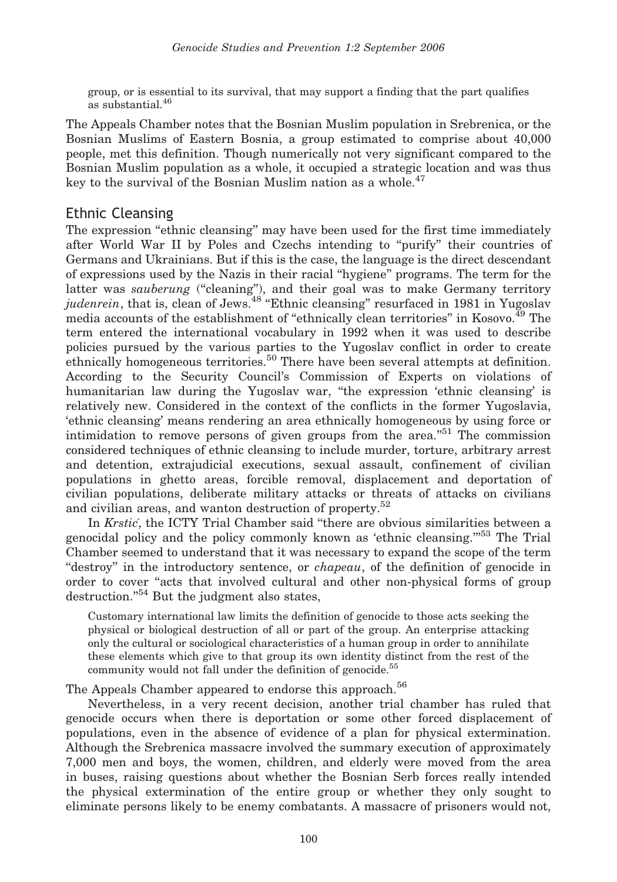group, or is essential to its survival, that may support a finding that the part qualifies as substantial.[46]

The Appeals Chamber notes that the Bosnian Muslim population in Srebrenica, or the Bosnian Muslims of Eastern Bosnia, a group estimated to comprise about 40,000 people, met this definition. Though numerically not very significant compared to the Bosnian Muslim population as a whole, it occupied a strategic location and was thus key to the survival of the Bosnian Muslim nation as a whole.[47]

## Ethnic Cleansing

The expression "ethnic cleansing" may have been used for the first time immediately after World War II by Poles and Czechs intending to "purify" their countries of Germans and Ukrainians. But if this is the case, the language is the direct descendant of expressions used by the Nazis in their racial "hygiene" programs. The term for the latter was *sauberung* ("cleaning"), and their goal was to make Germany territory *judenrein*, that is, clean of Jews.[48] "Ethnic cleansing" resurfaced in 1981 in Yugoslav media accounts of the establishment of "ethnically clean territories" in Kosovo.[49] The term entered the international vocabulary in 1992 when it was used to describe policies pursued by the various parties to the Yugoslav conflict in order to create ethnically homogeneous territories.[50] There have been several attempts at definition. According to the Security Council's Commission of Experts on violations of humanitarian law during the Yugoslav war, "the expression 'ethnic cleansing' is relatively new. Considered in the context of the conflicts in the former Yugoslavia, 'ethnic cleansing' means rendering an area ethnically homogeneous by using force or intimidation to remove persons of given groups from the area."[51] The commission considered techniques of ethnic cleansing to include murder, torture, arbitrary arrest and detention, extrajudicial executions, sexual assault, confinement of civilian populations in ghetto areas, forcible removal, displacement and deportation of civilian populations, deliberate military attacks or threats of attacks on civilians and civilian areas, and wanton destruction of property.[52]

In *Krstić*, the ICTY Trial Chamber said "there are obvious similarities between a genocidal policy and the policy commonly known as 'ethnic cleansing.'"[53] The Trial Chamber seemed to understand that it was necessary to expand the scope of the term "destroy" in the introductory sentence, or *chapeau*, of the definition of genocide in order to cover "acts that involved cultural and other non-physical forms of group destruction."[54] But the judgment also states,

> Customary international law limits the definition of genocide to those acts seeking the physical or biological destruction of all or part of the group. An enterprise attacking only the cultural or sociological characteristics of a human group in order to annihilate these elements which give to that group its own identity distinct from the rest of the community would not fall under the definition of genocide.[55]

The Appeals Chamber appeared to endorse this approach.[56]

Nevertheless, in a very recent decision, another trial chamber has ruled that genocide occurs when there is deportation or some other forced displacement of populations, even in the absence of evidence of a plan for physical extermination. Although the Srebrenica massacre involved the summary execution of approximately 7,000 men and boys, the women, children, and elderly were moved from the area in buses, raising questions about whether the Bosnian Serb forces really intended the physical extermination of the entire group or whether they only sought to eliminate persons likely to be enemy combatants. A massacre of prisoners would not,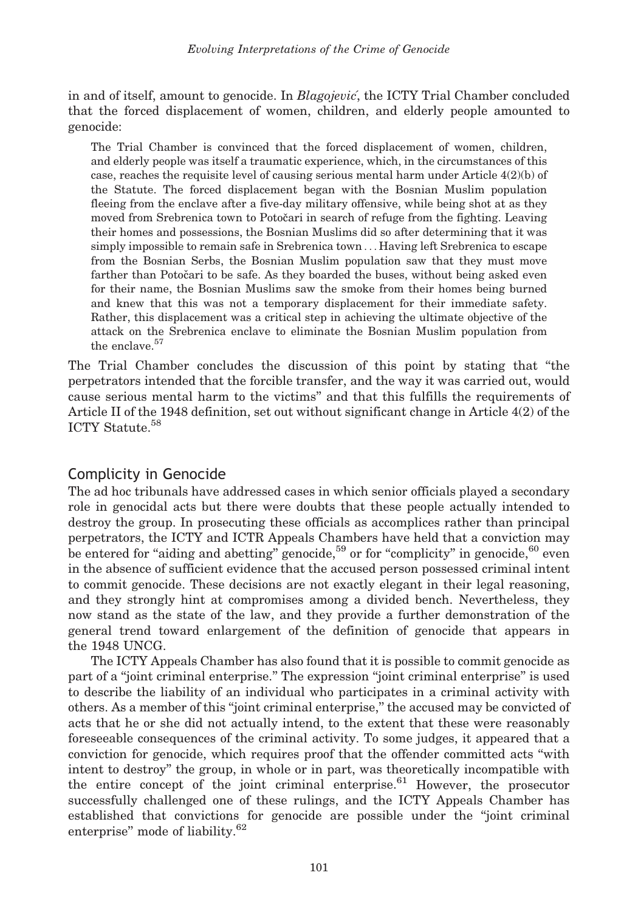in and of itself, amount to genocide. In *Blagojević*, the ICTY Trial Chamber concluded that the forced displacement of women, children, and elderly people amounted to genocide:

> The Trial Chamber is convinced that the forced displacement of women, children, and elderly people was itself a traumatic experience, which, in the circumstances of this case, reaches the requisite level of causing serious mental harm under Article 4(2)(b) of the Statute. The forced displacement began with the Bosnian Muslim population fleeing from the enclave after a five-day military offensive, while being shot at as they moved from Srebrenica town to Potočari in search of refuge from the fighting. Leaving their homes and possessions, the Bosnian Muslims did so after determining that it was simply impossible to remain safe in Srebrenica town . . . Having left Srebrenica to escape from the Bosnian Serbs, the Bosnian Muslim population saw that they must move farther than Potočari to be safe. As they boarded the buses, without being asked even for their name, the Bosnian Muslims saw the smoke from their homes being burned and knew that this was not a temporary displacement for their immediate safety. Rather, this displacement was a critical step in achieving the ultimate objective of the attack on the Srebrenica enclave to eliminate the Bosnian Muslim population from the enclave.[57]

The Trial Chamber concludes the discussion of this point by stating that "the perpetrators intended that the forcible transfer, and the way it was carried out, would cause serious mental harm to the victims" and that this fulfills the requirements of Article II of the 1948 definition, set out without significant change in Article 4(2) of the ICTY Statute.[58]

## Complicity in Genocide

The ad hoc tribunals have addressed cases in which senior officials played a secondary role in genocidal acts but there were doubts that these people actually intended to destroy the group. In prosecuting these officials as accomplices rather than principal perpetrators, the ICTY and ICTR Appeals Chambers have held that a conviction may be entered for "aiding and abetting" genocide,[59] or for "complicity" in genocide,[60] even in the absence of sufficient evidence that the accused person possessed criminal intent to commit genocide. These decisions are not exactly elegant in their legal reasoning, and they strongly hint at compromises among a divided bench. Nevertheless, they now stand as the state of the law, and they provide a further demonstration of the general trend toward enlargement of the definition of genocide that appears in the 1948 UNCG.

The ICTY Appeals Chamber has also found that it is possible to commit genocide as part of a "joint criminal enterprise." The expression "joint criminal enterprise" is used to describe the liability of an individual who participates in a criminal activity with others. As a member of this "joint criminal enterprise," the accused may be convicted of acts that he or she did not actually intend, to the extent that these were reasonably foreseeable consequences of the criminal activity. To some judges, it appeared that a conviction for genocide, which requires proof that the offender committed acts "with intent to destroy" the group, in whole or in part, was theoretically incompatible with the entire concept of the joint criminal enterprise.[61] However, the prosecutor successfully challenged one of these rulings, and the ICTY Appeals Chamber has established that convictions for genocide are possible under the "joint criminal enterprise" mode of liability.[62]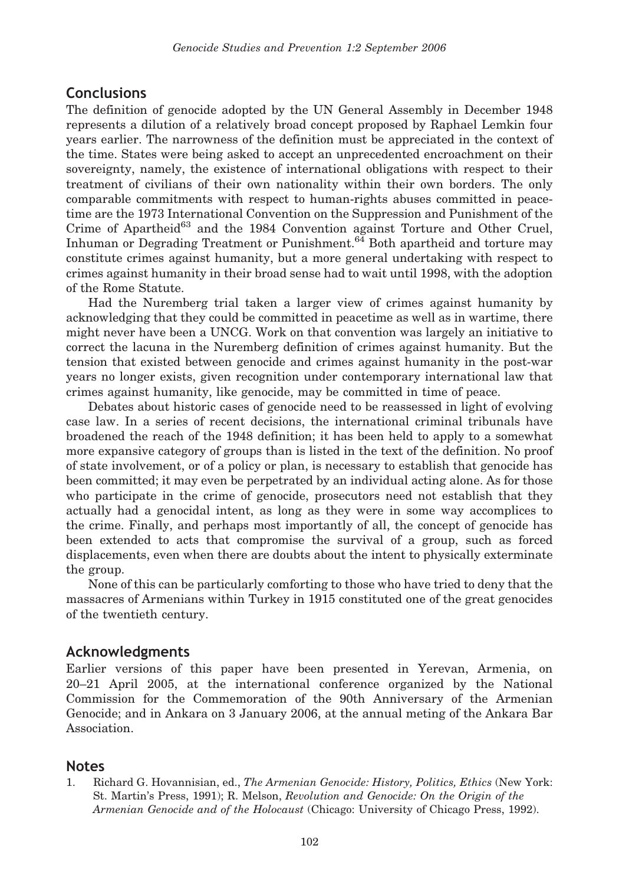## Conclusions

The definition of genocide adopted by the UN General Assembly in December 1948 represents a dilution of a relatively broad concept proposed by Raphael Lemkin four years earlier. The narrowness of the definition must be appreciated in the context of the time. States were being asked to accept an unprecedented encroachment on their sovereignty, namely, the existence of international obligations with respect to their treatment of civilians of their own nationality within their own borders. The only comparable commitments with respect to human-rights abuses committed in peacetime are the 1973 International Convention on the Suppression and Punishment of the Crime of Apartheid[63] and the 1984 Convention against Torture and Other Cruel, Inhuman or Degrading Treatment or Punishment.[64] Both apartheid and torture may constitute crimes against humanity, but a more general undertaking with respect to crimes against humanity in their broad sense had to wait until 1998, with the adoption of the Rome Statute.

Had the Nuremberg trial taken a larger view of crimes against humanity by acknowledging that they could be committed in peacetime as well as in wartime, there might never have been a UNCG. Work on that convention was largely an initiative to correct the lacuna in the Nuremberg definition of crimes against humanity. But the tension that existed between genocide and crimes against humanity in the post-war years no longer exists, given recognition under contemporary international law that crimes against humanity, like genocide, may be committed in time of peace.

Debates about historic cases of genocide need to be reassessed in light of evolving case law. In a series of recent decisions, the international criminal tribunals have broadened the reach of the 1948 definition; it has been held to apply to a somewhat more expansive category of groups than is listed in the text of the definition. No proof of state involvement, or of a policy or plan, is necessary to establish that genocide has been committed; it may even be perpetrated by an individual acting alone. As for those who participate in the crime of genocide, prosecutors need not establish that they actually had a genocidal intent, as long as they were in some way accomplices to the crime. Finally, and perhaps most importantly of all, the concept of genocide has been extended to acts that compromise the survival of a group, such as forced displacements, even when there are doubts about the intent to physically exterminate the group.

None of this can be particularly comforting to those who have tried to deny that the massacres of Armenians within Turkey in 1915 constituted one of the great genocides of the twentieth century.

## Acknowledgments

Earlier versions of this paper have been presented in Yerevan, Armenia, on 20–21 April 2005, at the international conference organized by the National Commission for the Commemoration of the 90th Anniversary of the Armenian Genocide; and in Ankara on 3 January 2006, at the annual meting of the Ankara Bar Association.

## Notes

1. Richard G. Hovannisian, ed., *The Armenian Genocide: History, Politics, Ethics* (New York: St. Martin's Press, 1991); R. Melson, *Revolution and Genocide: On the Origin of the Armenian Genocide and of the Holocaust* (Chicago: University of Chicago Press, 1992).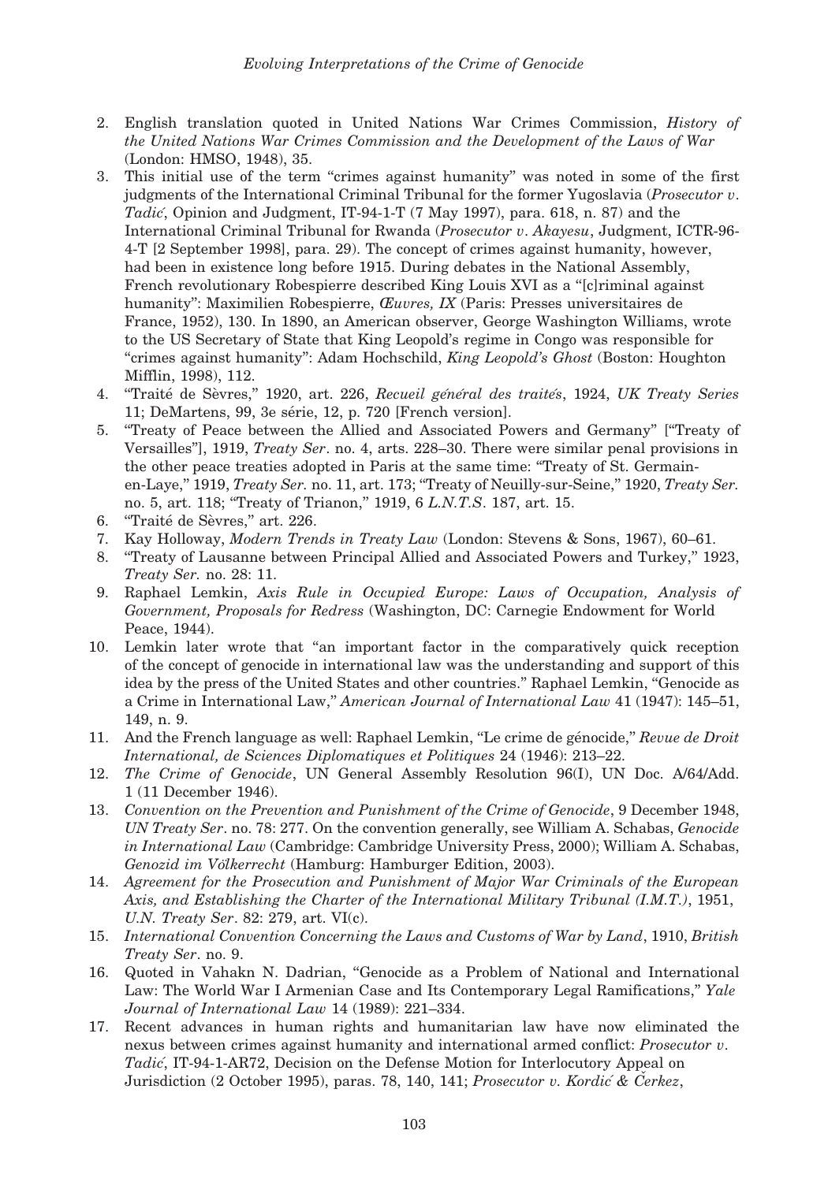2. English translation quoted in United Nations War Crimes Commission, *History of the United Nations War Crimes Commission and the Development of the Laws of War* (London: HMSO, 1948), 35.
3. This initial use of the term "crimes against humanity" was noted in some of the first judgments of the International Criminal Tribunal for the former Yugoslavia (*Prosecutor v. Tadić*, Opinion and Judgment, IT-94-1-T (7 May 1997), para. 618, n. 87) and the International Criminal Tribunal for Rwanda (*Prosecutor v. Akayesu*, Judgment, ICTR-96-4-T [2 September 1998], para. 29). The concept of crimes against humanity, however, had been in existence long before 1915. During debates in the National Assembly, French revolutionary Robespierre described King Louis XVI as a "[c]riminal against humanity": Maximilien Robespierre, *Œuvres, IX* (Paris: Presses universitaires de France, 1952), 130. In 1890, an American observer, George Washington Williams, wrote to the US Secretary of State that King Leopold's regime in Congo was responsible for "crimes against humanity": Adam Hochschild, *King Leopold's Ghost* (Boston: Houghton Mifflin, 1998), 112.
4. "Traité de Sèvres," 1920, art. 226, *Recueil général des traités*, 1924, *UK Treaty Series* 11; DeMartens, 99, 3e série, 12, p. 720 [French version].
5. "Treaty of Peace between the Allied and Associated Powers and Germany" ["Treaty of Versailles"], 1919, *Treaty Ser*. no. 4, arts. 228–30. There were similar penal provisions in the other peace treaties adopted in Paris at the same time: "Treaty of St. Germain-en-Laye," 1919, *Treaty Ser.* no. 11, art. 173; "Treaty of Neuilly-sur-Seine," 1920, *Treaty Ser.* no. 5, art. 118; "Treaty of Trianon," 1919, 6 *L.N.T.S*. 187, art. 15.
6. "Traité de Sèvres," art. 226.
7. Kay Holloway, *Modern Trends in Treaty Law* (London: Stevens & Sons, 1967), 60–61.
8. "Treaty of Lausanne between Principal Allied and Associated Powers and Turkey," 1923, *Treaty Ser.* no. 28: 11.
9. Raphael Lemkin, *Axis Rule in Occupied Europe: Laws of Occupation, Analysis of Government, Proposals for Redress* (Washington, DC: Carnegie Endowment for World Peace, 1944).
10. Lemkin later wrote that "an important factor in the comparatively quick reception of the concept of genocide in international law was the understanding and support of this idea by the press of the United States and other countries." Raphael Lemkin, "Genocide as a Crime in International Law," *American Journal of International Law* 41 (1947): 145–51, 149, n. 9.
11. And the French language as well: Raphael Lemkin, "Le crime de génocide," *Revue de Droit International, de Sciences Diplomatiques et Politiques* 24 (1946): 213–22.
12. *The Crime of Genocide*, UN General Assembly Resolution 96(I), UN Doc. A/64/Add. 1 (11 December 1946).
13. *Convention on the Prevention and Punishment of the Crime of Genocide*, 9 December 1948, *UN Treaty Ser*. no. 78: 277. On the convention generally, see William A. Schabas, *Genocide in International Law* (Cambridge: Cambridge University Press, 2000); William A. Schabas, *Genozid im Völkerrecht* (Hamburg: Hamburger Edition, 2003).
14. *Agreement for the Prosecution and Punishment of Major War Criminals of the European Axis, and Establishing the Charter of the International Military Tribunal (I.M.T.)*, 1951, *U.N. Treaty Ser*. 82: 279, art. VI(c).
15. *International Convention Concerning the Laws and Customs of War by Land*, 1910, *British Treaty Ser*. no. 9.
16. Quoted in Vahakn N. Dadrian, "Genocide as a Problem of National and International Law: The World War I Armenian Case and Its Contemporary Legal Ramifications," *Yale Journal of International Law* 14 (1989): 221–334.
17. Recent advances in human rights and humanitarian law have now eliminated the nexus between crimes against humanity and international armed conflict: *Prosecutor v. Tadić*, IT-94-1-AR72, Decision on the Defense Motion for Interlocutory Appeal on Jurisdiction (2 October 1995), paras. 78, 140, 141; *Prosecutor v. Kordić & Čerkez*,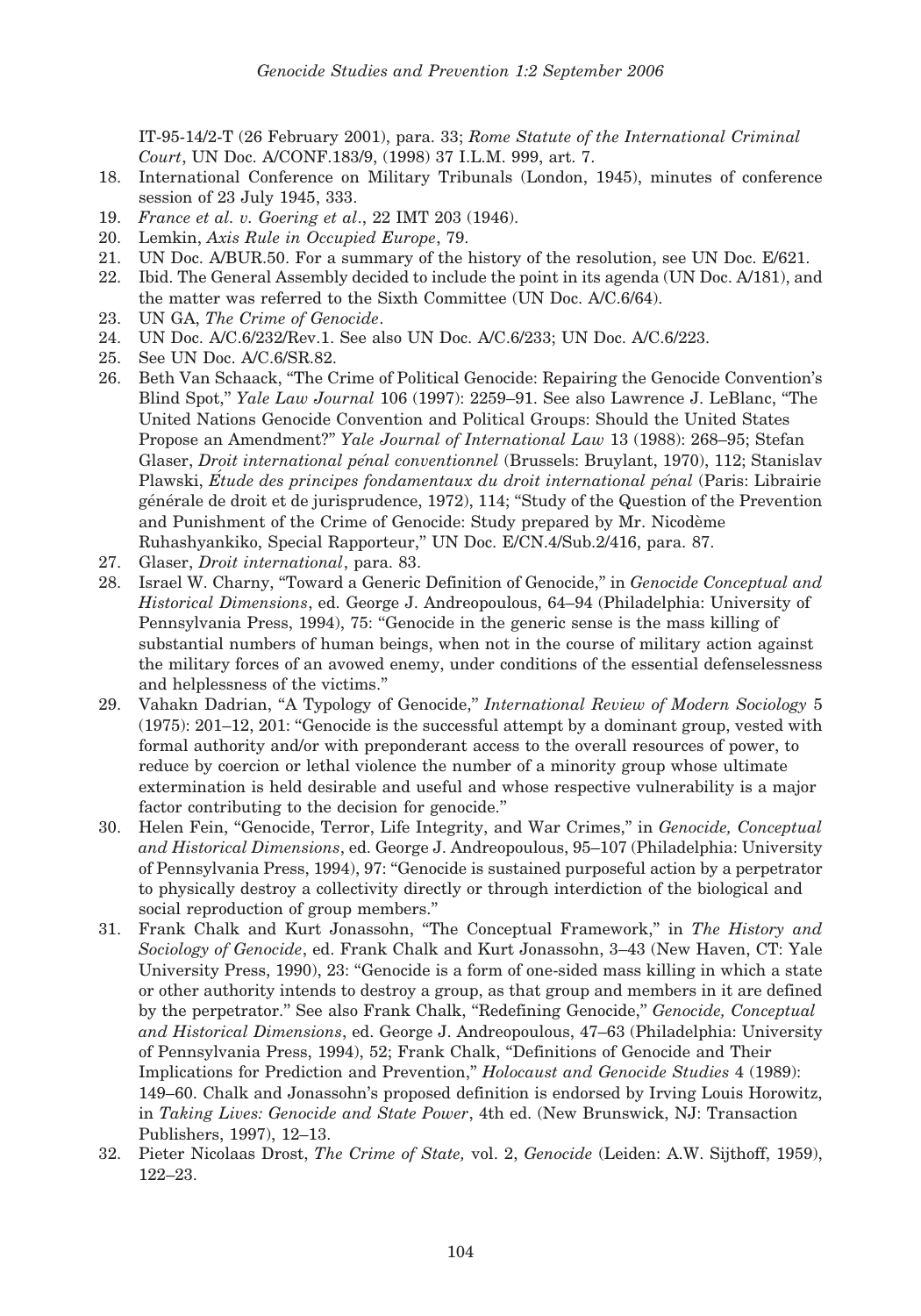IT-95-14/2-T (26 February 2001), para. 33; *Rome Statute of the International Criminal Court*, UN Doc. A/CONF.183/9, (1998) 37 I.L.M. 999, art. 7.

18. International Conference on Military Tribunals (London, 1945), minutes of conference session of 23 July 1945, 333.
19. *France et al. v. Goering et al*., 22 IMT 203 (1946).
20. Lemkin, *Axis Rule in Occupied Europe*, 79.
21. UN Doc. A/BUR.50. For a summary of the history of the resolution, see UN Doc. E/621.
22. Ibid. The General Assembly decided to include the point in its agenda (UN Doc. A/181), and the matter was referred to the Sixth Committee (UN Doc. A/C.6/64).
23. UN GA, *The Crime of Genocide*.
24. UN Doc. A/C.6/232/Rev.1. See also UN Doc. A/C.6/233; UN Doc. A/C.6/223.
25. See UN Doc. A/C.6/SR.82.
26. Beth Van Schaack, "The Crime of Political Genocide: Repairing the Genocide Convention's Blind Spot," *Yale Law Journal* 106 (1997): 2259–91. See also Lawrence J. LeBlanc, "The United Nations Genocide Convention and Political Groups: Should the United States Propose an Amendment?" *Yale Journal of International Law* 13 (1988): 268–95; Stefan Glaser, *Droit international pénal conventionnel* (Brussels: Bruylant, 1970), 112; Stanislav Plawski, *Étude des principes fondamentaux du droit international pénal* (Paris: Librairie générale de droit et de jurisprudence, 1972), 114; "Study of the Question of the Prevention and Punishment of the Crime of Genocide: Study prepared by Mr. Nicodème Ruhashyankiko, Special Rapporteur," UN Doc. E/CN.4/Sub.2/416, para. 87.
27. Glaser, *Droit international*, para. 83.
28. Israel W. Charny, "Toward a Generic Definition of Genocide," in *Genocide Conceptual and Historical Dimensions*, ed. George J. Andreopoulous, 64–94 (Philadelphia: University of Pennsylvania Press, 1994), 75: "Genocide in the generic sense is the mass killing of substantial numbers of human beings, when not in the course of military action against the military forces of an avowed enemy, under conditions of the essential defenselessness and helplessness of the victims."
29. Vahakn Dadrian, "A Typology of Genocide," *International Review of Modern Sociology* 5 (1975): 201–12, 201: "Genocide is the successful attempt by a dominant group, vested with formal authority and/or with preponderant access to the overall resources of power, to reduce by coercion or lethal violence the number of a minority group whose ultimate extermination is held desirable and useful and whose respective vulnerability is a major factor contributing to the decision for genocide."
30. Helen Fein, "Genocide, Terror, Life Integrity, and War Crimes," in *Genocide, Conceptual and Historical Dimensions*, ed. George J. Andreopoulous, 95–107 (Philadelphia: University of Pennsylvania Press, 1994), 97: "Genocide is sustained purposeful action by a perpetrator to physically destroy a collectivity directly or through interdiction of the biological and social reproduction of group members."
31. Frank Chalk and Kurt Jonassohn, "The Conceptual Framework," in *The History and Sociology of Genocide*, ed. Frank Chalk and Kurt Jonassohn, 3–43 (New Haven, CT: Yale University Press, 1990), 23: "Genocide is a form of one-sided mass killing in which a state or other authority intends to destroy a group, as that group and members in it are defined by the perpetrator." See also Frank Chalk, "Redefining Genocide," *Genocide, Conceptual and Historical Dimensions*, ed. George J. Andreopoulous, 47–63 (Philadelphia: University of Pennsylvania Press, 1994), 52; Frank Chalk, "Definitions of Genocide and Their Implications for Prediction and Prevention," *Holocaust and Genocide Studies* 4 (1989): 149–60. Chalk and Jonassohn's proposed definition is endorsed by Irving Louis Horowitz, in *Taking Lives: Genocide and State Power*, 4th ed. (New Brunswick, NJ: Transaction Publishers, 1997), 12–13.
32. Pieter Nicolaas Drost, *The Crime of State,* vol. 2, *Genocide* (Leiden: A.W. Sijthoff, 1959), 122–23.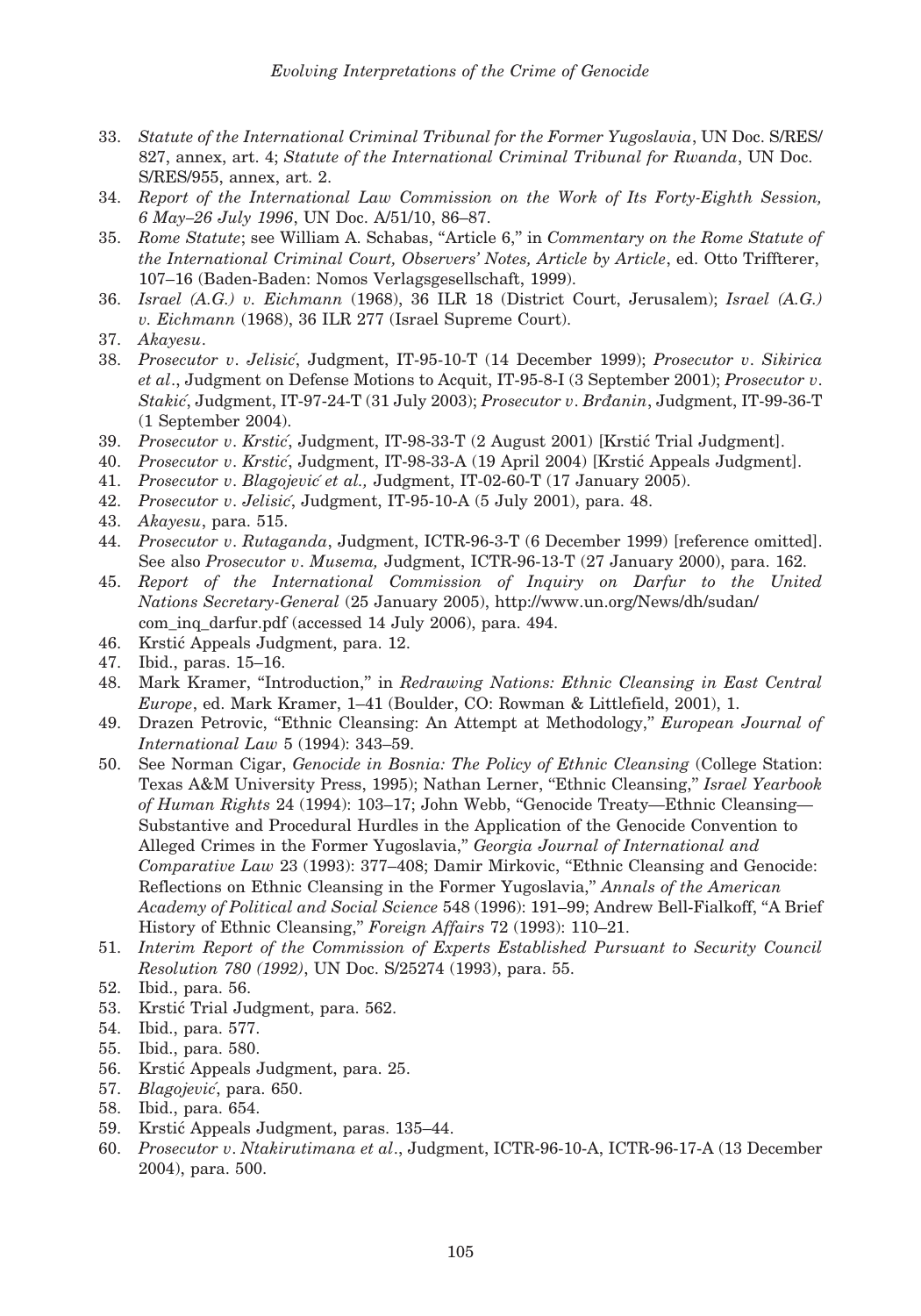33. *Statute of the International Criminal Tribunal for the Former Yugoslavia*, UN Doc. S/RES/827, annex, art. 4; *Statute of the International Criminal Tribunal for Rwanda*, UN Doc. S/RES/955, annex, art. 2.
34. *Report of the International Law Commission on the Work of Its Forty-Eighth Session, 6 May–26 July 1996*, UN Doc. A/51/10, 86–87.
35. *Rome Statute*; see William A. Schabas, "Article 6," in *Commentary on the Rome Statute of the International Criminal Court, Observers' Notes, Article by Article*, ed. Otto Triffterer, 107–16 (Baden-Baden: Nomos Verlagsgesellschaft, 1999).
36. *Israel (A.G.) v. Eichmann* (1968), 36 ILR 18 (District Court, Jerusalem); *Israel (A.G.) v. Eichmann* (1968), 36 ILR 277 (Israel Supreme Court).
37. *Akayesu*.
38. *Prosecutor v. Jelisić*, Judgment, IT-95-10-T (14 December 1999); *Prosecutor v. Sikirica et al*., Judgment on Defense Motions to Acquit, IT-95-8-I (3 September 2001); *Prosecutor v. Stakić*, Judgment, IT-97-24-T (31 July 2003); *Prosecutor v. Brđanin*, Judgment, IT-99-36-T (1 September 2004).
39. *Prosecutor v. Krstić*, Judgment, IT-98-33-T (2 August 2001) [Krstić Trial Judgment].
40. *Prosecutor v. Krstić*, Judgment, IT-98-33-A (19 April 2004) [Krstić Appeals Judgment].
41. *Prosecutor v. Blagojević et al.,* Judgment, IT-02-60-T (17 January 2005).
42. *Prosecutor v. Jelisić*, Judgment, IT-95-10-A (5 July 2001), para. 48.
43. *Akayesu*, para. 515.
44. *Prosecutor v. Rutaganda*, Judgment, ICTR-96-3-T (6 December 1999) [reference omitted]. See also *Prosecutor v. Musema,* Judgment, ICTR-96-13-T (27 January 2000), para. 162.
45. *Report of the International Commission of Inquiry on Darfur to the United Nations Secretary-General* (25 January 2005), http://www.un.org/News/dh/sudan/com_inq_darfur.pdf (accessed 14 July 2006), para. 494.
46. Krstić Appeals Judgment, para. 12.
47. Ibid., paras. 15–16.
48. Mark Kramer, "Introduction," in *Redrawing Nations: Ethnic Cleansing in East Central Europe*, ed. Mark Kramer, 1–41 (Boulder, CO: Rowman & Littlefield, 2001), 1.
49. Drazen Petrovic, "Ethnic Cleansing: An Attempt at Methodology," *European Journal of International Law* 5 (1994): 343–59.
50. See Norman Cigar, *Genocide in Bosnia: The Policy of Ethnic Cleansing* (College Station: Texas A&M University Press, 1995); Nathan Lerner, "Ethnic Cleansing," *Israel Yearbook of Human Rights* 24 (1994): 103–17; John Webb, "Genocide Treaty—Ethnic Cleansing—Substantive and Procedural Hurdles in the Application of the Genocide Convention to Alleged Crimes in the Former Yugoslavia," *Georgia Journal of International and Comparative Law* 23 (1993): 377–408; Damir Mirkovic, "Ethnic Cleansing and Genocide: Reflections on Ethnic Cleansing in the Former Yugoslavia," *Annals of the American Academy of Political and Social Science* 548 (1996): 191–99; Andrew Bell-Fialkoff, "A Brief History of Ethnic Cleansing," *Foreign Affairs* 72 (1993): 110–21.
51. *Interim Report of the Commission of Experts Established Pursuant to Security Council Resolution 780 (1992)*, UN Doc. S/25274 (1993), para. 55.
52. Ibid., para. 56.
53. Krstić Trial Judgment, para. 562.
54. Ibid., para. 577.
55. Ibid., para. 580.
56. Krstić Appeals Judgment, para. 25.
57. *Blagojević*, para. 650.
58. Ibid., para. 654.
59. Krstić Appeals Judgment, paras. 135–44.
60. *Prosecutor v. Ntakirutimana et al*., Judgment, ICTR-96-10-A, ICTR-96-17-A (13 December 2004), para. 500.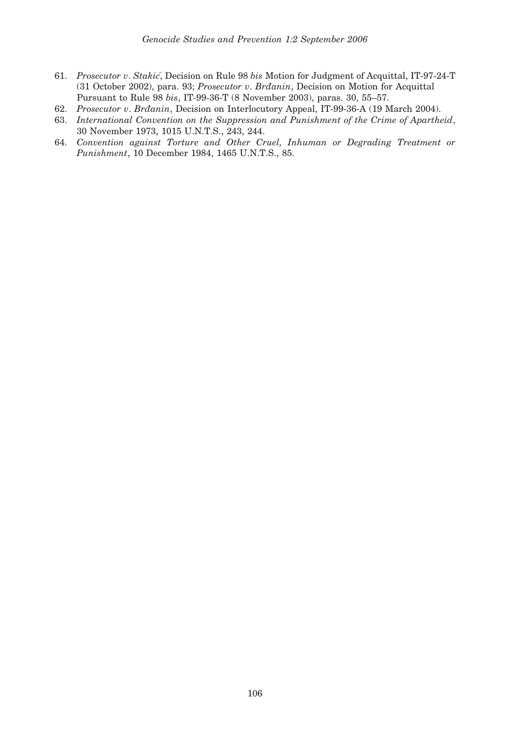61. *Prosecutor v. Stakić*, Decision on Rule 98 *bis* Motion for Judgment of Acquittal, IT-97-24-T (31 October 2002), para. 93; *Prosecutor v. Brđanin*, Decision on Motion for Acquittal Pursuant to Rule 98 *bis*, IT-99-36-T (8 November 2003), paras. 30, 55–57.
62. *Prosecutor v. Brđanin*, Decision on Interlocutory Appeal, IT-99-36-A (19 March 2004).
63. *International Convention on the Suppression and Punishment of the Crime of Apartheid*, 30 November 1973, 1015 U.N.T.S., 243, 244.
64. *Convention against Torture and Other Cruel, Inhuman or Degrading Treatment or Punishment*, 10 December 1984, 1465 U.N.T.S., 85.